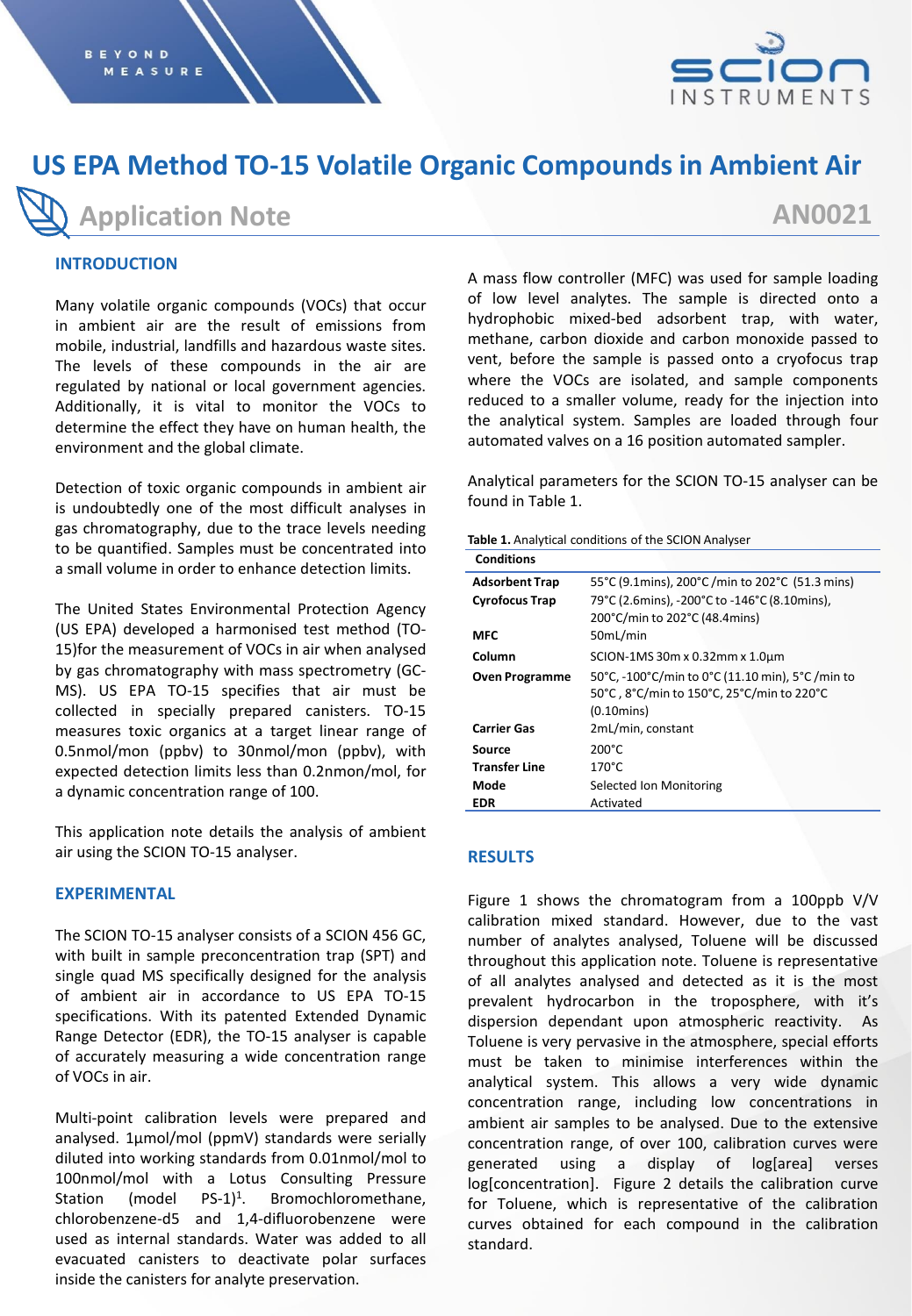# US EPA Method TO-15 Volatile Organic Compounds in Ambient Air

## Application Note

AN0021

### INTRODUCTION

Many volatile organic compounds (VOCs) that occur in ambient air are the result of emissions from mobile, industrial, landfills and hazardous waste sites. The levels of these compounds in the air are regulated by national or local government agencies. Additionally, it is vital to monitor the VOCs to determine the effect they have on human health, the environment and the global climate.

Detection of toxic organic compounds in ambient air is undoubtedly one of the most difficult analyses in gas chromatography, due to the trace levels needing to be quantified. Samples must be concentrated into a small volume in order to enhance detection limits.

The United States Environmental Protection Agency (US EPA) developed a harmonised test method (TO-15)for the measurement of VOCs in air when analysed by gas chromatography with mass spectrometry (GC-MS). US EPA TO-15 specifies that air must be collected in specially prepared canisters. TO-15 measures toxic organics at a target linear range of 0.5nmol/mon (ppbv) to 30nmol/mon (ppbv), with expected detection limits less than 0.2nmon/mol, for a dynamic concentration range of 100.

This application note details the analysis of ambient air using the SCION TO-15 analyser.

### EXPERIMENTAL

The SCION TO-15 analyser consists of a SCION 456 GC, with built in sample preconcentration trap (SPT) and single quad MS specifically designed for the analysis of ambient air in accordance to US EPA TO-15 specifications. With its patented Extended Dynamic Range Detector (EDR), the TO-15 analyser is capable of accurately measuring a wide concentration range of VOCs in air.

Multi-point calibration levels were prepared and analysed. 1µmol/mol (ppmV) standards were serially diluted into working standards from 0.01nmol/mol to 100nmol/mol with a Lotus Consulting Pressure Station (model PS-1)[1]. Bromochloromethane, chlorobenzene-d5 and 1,4-difluorobenzene were used as internal standards. Water was added to all evacuated canisters to deactivate polar surfaces inside the canisters for analyte preservation.

A mass flow controller (MFC) was used for sample loading of low level analytes. The sample is directed onto a hydrophobic mixed-bed adsorbent trap, with water, methane, carbon dioxide and carbon monoxide passed to vent, before the sample is passed onto a cryofocus trap where the VOCs are isolated, and sample components reduced to a smaller volume, ready for the injection into the analytical system. Samples are loaded through four automated valves on a 16 position automated sampler.

Analytical parameters for the SCION TO-15 analyser can be found in Table 1.

**Table 1.** Analytical conditions of the SCION Analyser

| Conditions | |
|---|---|
| **Adsorbent Trap** | 55°C (9.1mins), 200°C /min to 202°C (51.3 mins) |
| **Cyrofocus Trap** | 79°C (2.6mins), -200°C to -146°C (8.10mins), 200°C/min to 202°C (48.4mins) |
| **MFC** | 50mL/min |
| **Column** | SCION-1MS 30m x 0.32mm x 1.0µm |
| **Oven Programme** | 50°C, -100°C/min to 0°C (11.10 min), 5°C /min to 50°C , 8°C/min to 150°C, 25°C/min to 220°C (0.10mins) |
| **Carrier Gas** | 2mL/min, constant |
| **Source** | 200°C |
| **Transfer Line** | 170°C |
| **Mode** | Selected Ion Monitoring |
| **EDR** | Activated |

### RESULTS

Figure 1 shows the chromatogram from a 100ppb V/V calibration mixed standard. However, due to the vast number of analytes analysed, Toluene will be discussed throughout this application note. Toluene is representative of all analytes analysed and detected as it is the most prevalent hydrocarbon in the troposphere, with it's dispersion dependant upon atmospheric reactivity. As Toluene is very pervasive in the atmosphere, special efforts must be taken to minimise interferences within the analytical system. This allows a very wide dynamic concentration range, including low concentrations in ambient air samples to be analysed. Due to the extensive concentration range, of over 100, calibration curves were generated using a display of log[area] verses log[concentration]. Figure 2 details the calibration curve for Toluene, which is representative of the calibration curves obtained for each compound in the calibration standard.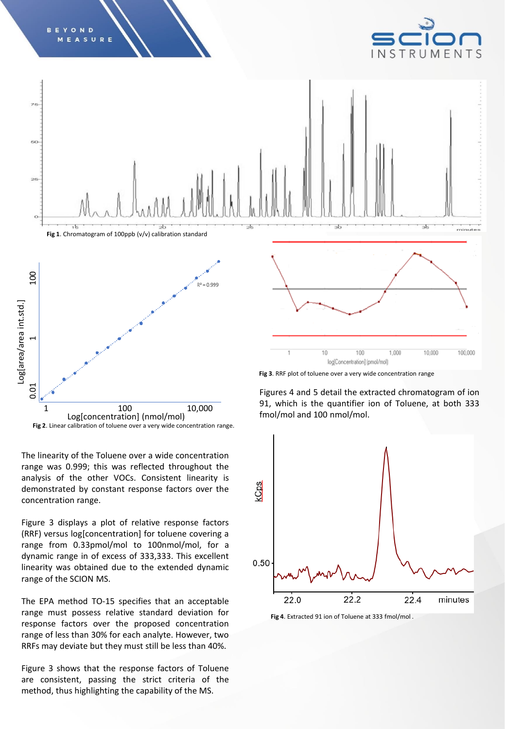**Fig 1**. Chromatogram of 100ppb (v/v) calibration standard

**Fig 2**. Linear calibration of toluene over a very wide concentration range.

**Fig 3**. RRF plot of toluene over a very wide concentration range

Figures 4 and 5 detail the extracted chromatogram of ion 91, which is the quantifier ion of Toluene, at both 333 fmol/mol and 100 nmol/mol.

**Fig 4**. Extracted 91 ion of Toluene at 333 fmol/mol .

The linearity of the Toluene over a wide concentration range was 0.999; this was reflected throughout the analysis of the other VOCs. Consistent linearity is demonstrated by constant response factors over the concentration range.

Figure 3 displays a plot of relative response factors (RRF) versus log[concentration] for toluene covering a range from 0.33pmol/mol to 100nmol/mol, for a dynamic range in of excess of 333,333. This excellent linearity was obtained due to the extended dynamic range of the SCION MS.

The EPA method TO-15 specifies that an acceptable range must possess relative standard deviation for response factors over the proposed concentration range of less than 30% for each analyte. However, two RRFs may deviate but they must still be less than 40%.

Figure 3 shows that the response factors of Toluene are consistent, passing the strict criteria of the method, thus highlighting the capability of the MS.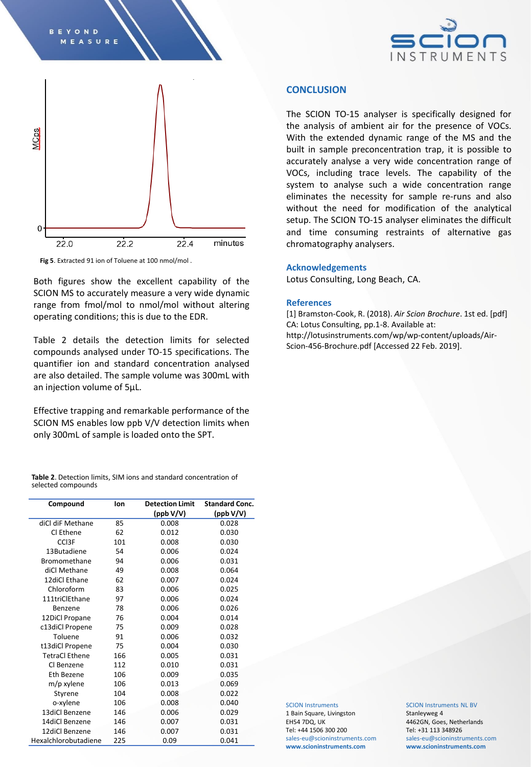MCps

0

22.0 22.2 22.4 minutes

**Fig 5**. Extracted 91 ion of Toluene at 100 nmol/mol .

Both figures show the excellent capability of the SCION MS to accurately measure a very wide dynamic range from fmol/mol to nmol/mol without altering operating conditions; this is due to the EDR.

Table 2 details the detection limits for selected compounds analysed under TO-15 specifications. The quantifier ion and standard concentration analysed are also detailed. The sample volume was 300mL with an injection volume of 5µL.

Effective trapping and remarkable performance of the SCION MS enables low ppb V/V detection limits when only 300mL of sample is loaded onto the SPT.

**Table 2**. Detection limits, SIM ions and standard concentration of selected compounds

| Compound | Ion | Detection Limit (ppb V/V) | Standard Conc. (ppb V/V) |
|---|---|---|---|
| diCl diF Methane | 85 | 0.008 | 0.028 |
| Cl Ethene | 62 | 0.012 | 0.030 |
| CCl3F | 101 | 0.008 | 0.030 |
| 13Butadiene | 54 | 0.006 | 0.024 |
| Bromomethane | 94 | 0.006 | 0.031 |
| diCl Methane | 49 | 0.008 | 0.064 |
| 12diCl Ethane | 62 | 0.007 | 0.024 |
| Chloroform | 83 | 0.006 | 0.025 |
| 111triClEthane | 97 | 0.006 | 0.024 |
| Benzene | 78 | 0.006 | 0.026 |
| 12DiCl Propane | 76 | 0.004 | 0.014 |
| c13diCl Propene | 75 | 0.009 | 0.028 |
| Toluene | 91 | 0.006 | 0.032 |
| t13diCl Propene | 75 | 0.004 | 0.030 |
| TetraCl Ethene | 166 | 0.005 | 0.031 |
| Cl Benzene | 112 | 0.010 | 0.031 |
| Eth Bezene | 106 | 0.009 | 0.035 |
| m/p xylene | 106 | 0.013 | 0.069 |
| Styrene | 104 | 0.008 | 0.022 |
| o-xylene | 106 | 0.008 | 0.040 |
| 13diCl Benzene | 146 | 0.006 | 0.029 |
| 14diCl Benzene | 146 | 0.007 | 0.031 |
| 12diCl Benzene | 146 | 0.007 | 0.031 |
| Hexalchlorobutadiene | 225 | 0.09 | 0.041 |

## CONCLUSION

The SCION TO-15 analyser is specifically designed for the analysis of ambient air for the presence of VOCs. With the extended dynamic range of the MS and the built in sample preconcentration trap, it is possible to accurately analyse a very wide concentration range of VOCs, including trace levels. The capability of the system to analyse such a wide concentration range eliminates the necessity for sample re-runs and also without the need for modification of the analytical setup. The SCION TO-15 analyser eliminates the difficult and time consuming restraints of alternative gas chromatography analysers.

### Acknowledgements

Lotus Consulting, Long Beach, CA.

### References

[1] Bramston-Cook, R. (2018). *Air Scion Brochure*. 1st ed. [pdf] CA: Lotus Consulting, pp.1-8. Available at: http://lotusinstruments.com/wp/wp-content/uploads/Air-Scion-456-Brochure.pdf [Accessed 22 Feb. 2019].

SCION Instruments
1 Bain Square, Livingston
EH54 7DQ, UK
Tel: +44 1506 300 200
sales-eu@scioninstruments.com
**www.scioninstruments.com**

SCION Instruments NL BV
Stanleyweg 4
4462GN, Goes, Netherlands
Tel: +31 113 348926
sales-eu@scioninstruments.com
**www.scioninstruments.com**